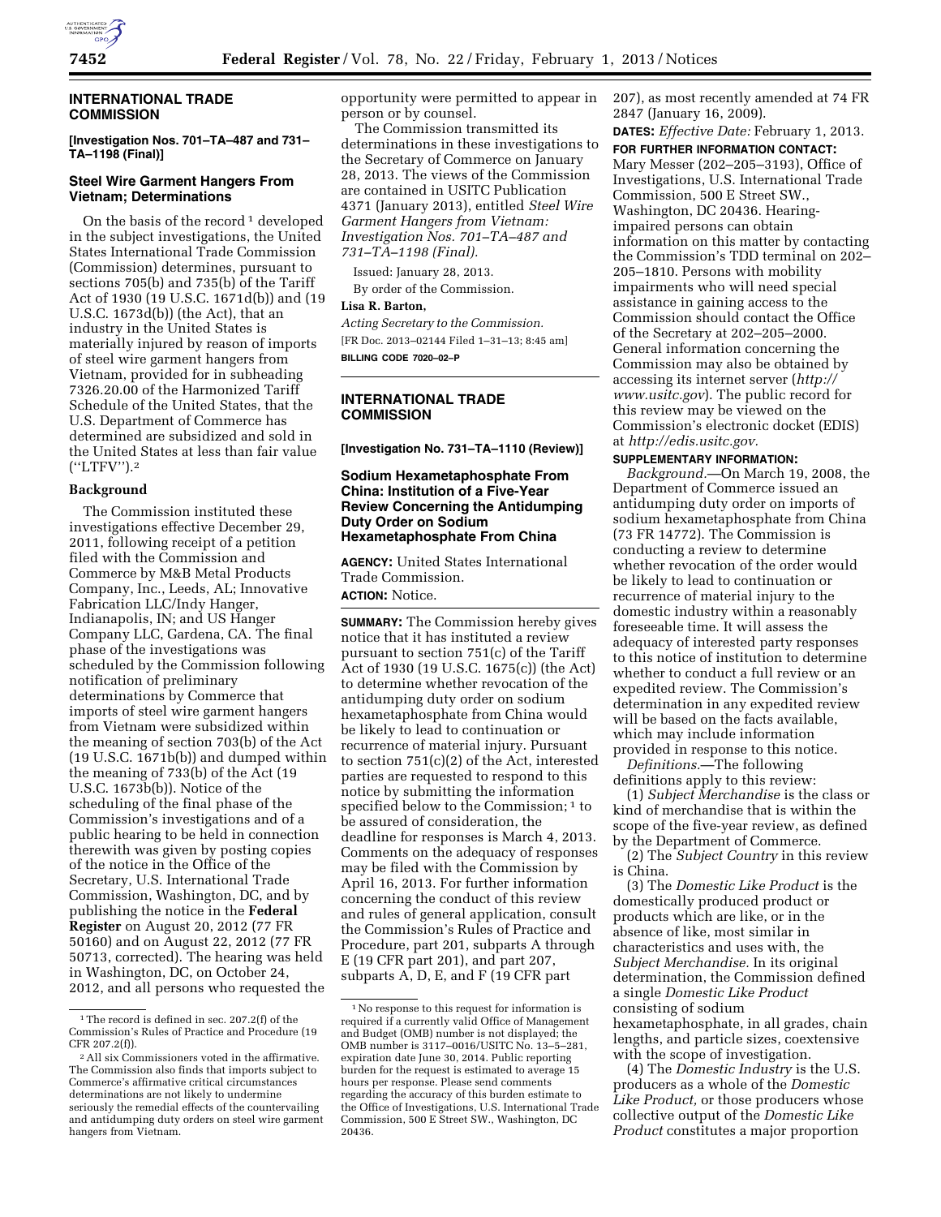## INTERNATIONAL TRADE COMMISSION

**[Investigation Nos. 701–TA–487 and 731–TA–1198 (Final)]**

### Steel Wire Garment Hangers From Vietnam; Determinations

On the basis of the record [1] developed in the subject investigations, the United States International Trade Commission (Commission) determines, pursuant to sections 705(b) and 735(b) of the Tariff Act of 1930 (19 U.S.C. 1671d(b)) and (19 U.S.C. 1673d(b)) (the Act), that an industry in the United States is materially injured by reason of imports of steel wire garment hangers from Vietnam, provided for in subheading 7326.20.00 of the Harmonized Tariff Schedule of the United States, that the U.S. Department of Commerce has determined are subsidized and sold in the United States at less than fair value (''LTFV'').[2]

#### Background

The Commission instituted these investigations effective December 29, 2011, following receipt of a petition filed with the Commission and Commerce by M&B Metal Products Company, Inc., Leeds, AL; Innovative Fabrication LLC/Indy Hanger, Indianapolis, IN; and US Hanger Company LLC, Gardena, CA. The final phase of the investigations was scheduled by the Commission following notification of preliminary determinations by Commerce that imports of steel wire garment hangers from Vietnam were subsidized within the meaning of section 703(b) of the Act (19 U.S.C. 1671b(b)) and dumped within the meaning of 733(b) of the Act (19 U.S.C. 1673b(b)). Notice of the scheduling of the final phase of the Commission's investigations and of a public hearing to be held in connection therewith was given by posting copies of the notice in the Office of the Secretary, U.S. International Trade Commission, Washington, DC, and by publishing the notice in the **Federal Register** on August 20, 2012 (77 FR 50160) and on August 22, 2012 (77 FR 50713, corrected). The hearing was held in Washington, DC, on October 24, 2012, and all persons who requested the opportunity were permitted to appear in person or by counsel.

The Commission transmitted its determinations in these investigations to the Secretary of Commerce on January 28, 2013. The views of the Commission are contained in USITC Publication 4371 (January 2013), entitled *Steel Wire Garment Hangers from Vietnam: Investigation Nos. 701–TA–487 and 731–TA–1198 (Final).*

Issued: January 28, 2013.

By order of the Commission.

**Lisa R. Barton,**

*Acting Secretary to the Commission.*

[FR Doc. 2013–02144 Filed 1–31–13; 8:45 am]

**BILLING CODE 7020–02–P**

[1] The record is defined in sec. 207.2(f) of the Commission's Rules of Practice and Procedure (19 CFR 207.2(f)).

[2] All six Commissioners voted in the affirmative. The Commission also finds that imports subject to Commerce's affirmative critical circumstances determinations are not likely to undermine seriously the remedial effects of the countervailing and antidumping duty orders on steel wire garment hangers from Vietnam.

## INTERNATIONAL TRADE COMMISSION

**[Investigation No. 731–TA–1110 (Review)]**

### Sodium Hexametaphosphate From China: Institution of a Five-Year Review Concerning the Antidumping Duty Order on Sodium Hexametaphosphate From China

**AGENCY:** United States International Trade Commission.

**ACTION:** Notice.

**SUMMARY:** The Commission hereby gives notice that it has instituted a review pursuant to section 751(c) of the Tariff Act of 1930 (19 U.S.C. 1675(c)) (the Act) to determine whether revocation of the antidumping duty order on sodium hexametaphosphate from China would be likely to lead to continuation or recurrence of material injury. Pursuant to section 751(c)(2) of the Act, interested parties are requested to respond to this notice by submitting the information specified below to the Commission; [1] to be assured of consideration, the deadline for responses is March 4, 2013. Comments on the adequacy of responses may be filed with the Commission by April 16, 2013. For further information concerning the conduct of this review and rules of general application, consult the Commission's Rules of Practice and Procedure, part 201, subparts A through E (19 CFR part 201), and part 207, subparts A, D, E, and F (19 CFR part 207), as most recently amended at 74 FR 2847 (January 16, 2009).

**DATES:** *Effective Date:* February 1, 2013.

**FOR FURTHER INFORMATION CONTACT:** Mary Messer (202–205–3193), Office of Investigations, U.S. International Trade Commission, 500 E Street SW., Washington, DC 20436. Hearing-impaired persons can obtain information on this matter by contacting the Commission's TDD terminal on 202–205–1810. Persons with mobility impairments who will need special assistance in gaining access to the Commission should contact the Office of the Secretary at 202–205–2000. General information concerning the Commission may also be obtained by accessing its internet server (*http://www.usitc.gov*). The public record for this review may be viewed on the Commission's electronic docket (EDIS) at *http://edis.usitc.gov.*

**SUPPLEMENTARY INFORMATION:**

*Background.*—On March 19, 2008, the Department of Commerce issued an antidumping duty order on imports of sodium hexametaphosphate from China (73 FR 14772). The Commission is conducting a review to determine whether revocation of the order would be likely to lead to continuation or recurrence of material injury to the domestic industry within a reasonably foreseeable time. It will assess the adequacy of interested party responses to this notice of institution to determine whether to conduct a full review or an expedited review. The Commission's determination in any expedited review will be based on the facts available, which may include information provided in response to this notice.

*Definitions.*—The following definitions apply to this review:

(1) *Subject Merchandise* is the class or kind of merchandise that is within the scope of the five-year review, as defined by the Department of Commerce.

(2) The *Subject Country* in this review is China.

(3) The *Domestic Like Product* is the domestically produced product or products which are like, or in the absence of like, most similar in characteristics and uses with, the *Subject Merchandise.* In its original determination, the Commission defined a single *Domestic Like Product* consisting of sodium hexametaphosphate, in all grades, chain lengths, and particle sizes, coextensive with the scope of investigation.

(4) The *Domestic Industry* is the U.S. producers as a whole of the *Domestic Like Product,* or those producers whose collective output of the *Domestic Like Product* constitutes a major proportion

[1] No response to this request for information is required if a currently valid Office of Management and Budget (OMB) number is not displayed; the OMB number is 3117–0016/USITC No. 13–5–281, expiration date June 30, 2014. Public reporting burden for the request is estimated to average 15 hours per response. Please send comments regarding the accuracy of this burden estimate to the Office of Investigations, U.S. International Trade Commission, 500 E Street SW., Washington, DC 20436.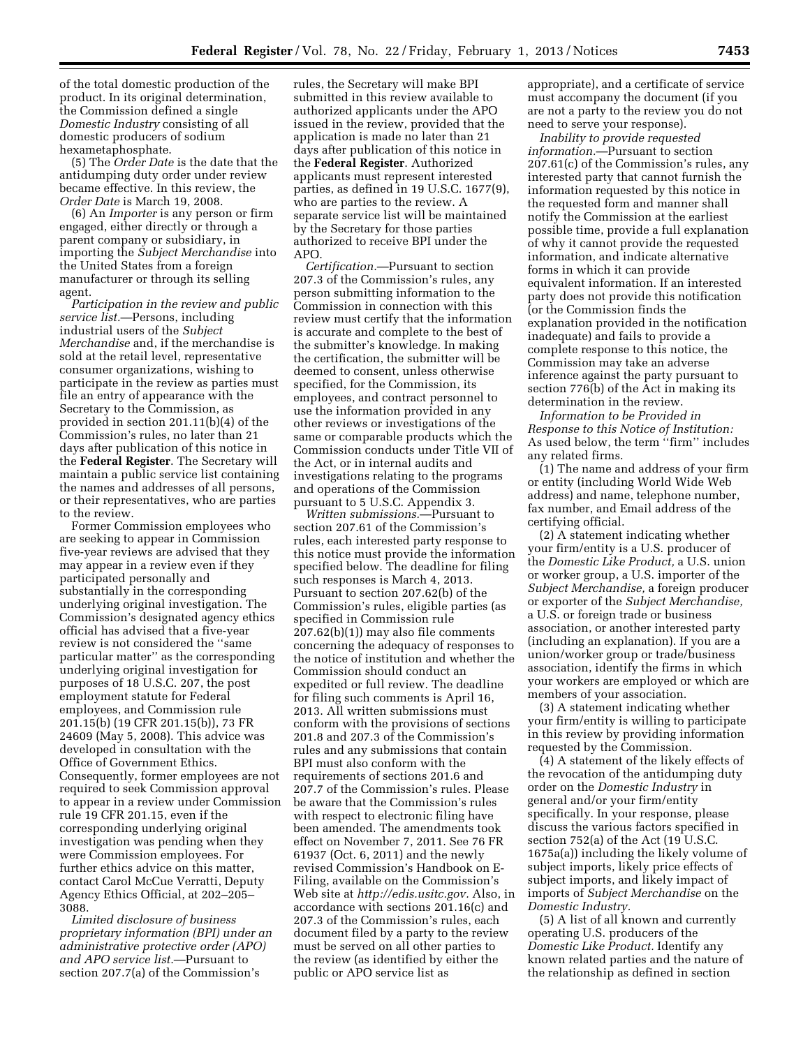of the total domestic production of the product. In its original determination, the Commission defined a single *Domestic Industry* consisting of all domestic producers of sodium hexametaphosphate.

(5) The *Order Date* is the date that the antidumping duty order under review became effective. In this review, the *Order Date* is March 19, 2008.

(6) An *Importer* is any person or firm engaged, either directly or through a parent company or subsidiary, in importing the *Subject Merchandise* into the United States from a foreign manufacturer or through its selling agent.

*Participation in the review and public service list.*—Persons, including industrial users of the *Subject Merchandise* and, if the merchandise is sold at the retail level, representative consumer organizations, wishing to participate in the review as parties must file an entry of appearance with the Secretary to the Commission, as provided in section 201.11(b)(4) of the Commission's rules, no later than 21 days after publication of this notice in the **Federal Register**. The Secretary will maintain a public service list containing the names and addresses of all persons, or their representatives, who are parties to the review.

Former Commission employees who are seeking to appear in Commission five-year reviews are advised that they may appear in a review even if they participated personally and substantially in the corresponding underlying original investigation. The Commission's designated agency ethics official has advised that a five-year review is not considered the "same particular matter" as the corresponding underlying original investigation for purposes of 18 U.S.C. 207, the post employment statute for Federal employees, and Commission rule 201.15(b) (19 CFR 201.15(b)), 73 FR 24609 (May 5, 2008). This advice was developed in consultation with the Office of Government Ethics. Consequently, former employees are not required to seek Commission approval to appear in a review under Commission rule 19 CFR 201.15, even if the corresponding underlying original investigation was pending when they were Commission employees. For further ethics advice on this matter, contact Carol McCue Verratti, Deputy Agency Ethics Official, at 202–205–3088.

*Limited disclosure of business proprietary information (BPI) under an administrative protective order (APO) and APO service list.*—Pursuant to section 207.7(a) of the Commission's rules, the Secretary will make BPI submitted in this review available to authorized applicants under the APO issued in the review, provided that the application is made no later than 21 days after publication of this notice in the **Federal Register**. Authorized applicants must represent interested parties, as defined in 19 U.S.C. 1677(9), who are parties to the review. A separate service list will be maintained by the Secretary for those parties authorized to receive BPI under the APO.

*Certification.*—Pursuant to section 207.3 of the Commission's rules, any person submitting information to the Commission in connection with this review must certify that the information is accurate and complete to the best of the submitter's knowledge. In making the certification, the submitter will be deemed to consent, unless otherwise specified, for the Commission, its employees, and contract personnel to use the information provided in any other reviews or investigations of the same or comparable products which the Commission conducts under Title VII of the Act, or in internal audits and investigations relating to the programs and operations of the Commission pursuant to 5 U.S.C. Appendix 3.

*Written submissions.*—Pursuant to section 207.61 of the Commission's rules, each interested party response to this notice must provide the information specified below. The deadline for filing such responses is March 4, 2013. Pursuant to section 207.62(b) of the Commission's rules, eligible parties (as specified in Commission rule 207.62(b)(1)) may also file comments concerning the adequacy of responses to the notice of institution and whether the Commission should conduct an expedited or full review. The deadline for filing such comments is April 16, 2013. All written submissions must conform with the provisions of sections 201.8 and 207.3 of the Commission's rules and any submissions that contain BPI must also conform with the requirements of sections 201.6 and 207.7 of the Commission's rules. Please be aware that the Commission's rules with respect to electronic filing have been amended. The amendments took effect on November 7, 2011. See 76 FR 61937 (Oct. 6, 2011) and the newly revised Commission's Handbook on E-Filing, available on the Commission's Web site at *http://edis.usitc.gov.* Also, in accordance with sections 201.16(c) and 207.3 of the Commission's rules, each document filed by a party to the review must be served on all other parties to the review (as identified by either the public or APO service list as appropriate), and a certificate of service must accompany the document (if you are not a party to the review you do not need to serve your response).

*Inability to provide requested information.*—Pursuant to section 207.61(c) of the Commission's rules, any interested party that cannot furnish the information requested by this notice in the requested form and manner shall notify the Commission at the earliest possible time, provide a full explanation of why it cannot provide the requested information, and indicate alternative forms in which it can provide equivalent information. If an interested party does not provide this notification (or the Commission finds the explanation provided in the notification inadequate) and fails to provide a complete response to this notice, the Commission may take an adverse inference against the party pursuant to section 776(b) of the Act in making its determination in the review.

*Information to be Provided in Response to this Notice of Institution:* As used below, the term "firm" includes any related firms.

(1) The name and address of your firm or entity (including World Wide Web address) and name, telephone number, fax number, and Email address of the certifying official.

(2) A statement indicating whether your firm/entity is a U.S. producer of the *Domestic Like Product,* a U.S. union or worker group, a U.S. importer of the *Subject Merchandise,* a foreign producer or exporter of the *Subject Merchandise,* a U.S. or foreign trade or business association, or another interested party (including an explanation). If you are a union/worker group or trade/business association, identify the firms in which your workers are employed or which are members of your association.

(3) A statement indicating whether your firm/entity is willing to participate in this review by providing information requested by the Commission.

(4) A statement of the likely effects of the revocation of the antidumping duty order on the *Domestic Industry* in general and/or your firm/entity specifically. In your response, please discuss the various factors specified in section 752(a) of the Act (19 U.S.C. 1675a(a)) including the likely volume of subject imports, likely price effects of subject imports, and likely impact of imports of *Subject Merchandise* on the *Domestic Industry.*

(5) A list of all known and currently operating U.S. producers of the *Domestic Like Product.* Identify any known related parties and the nature of the relationship as defined in section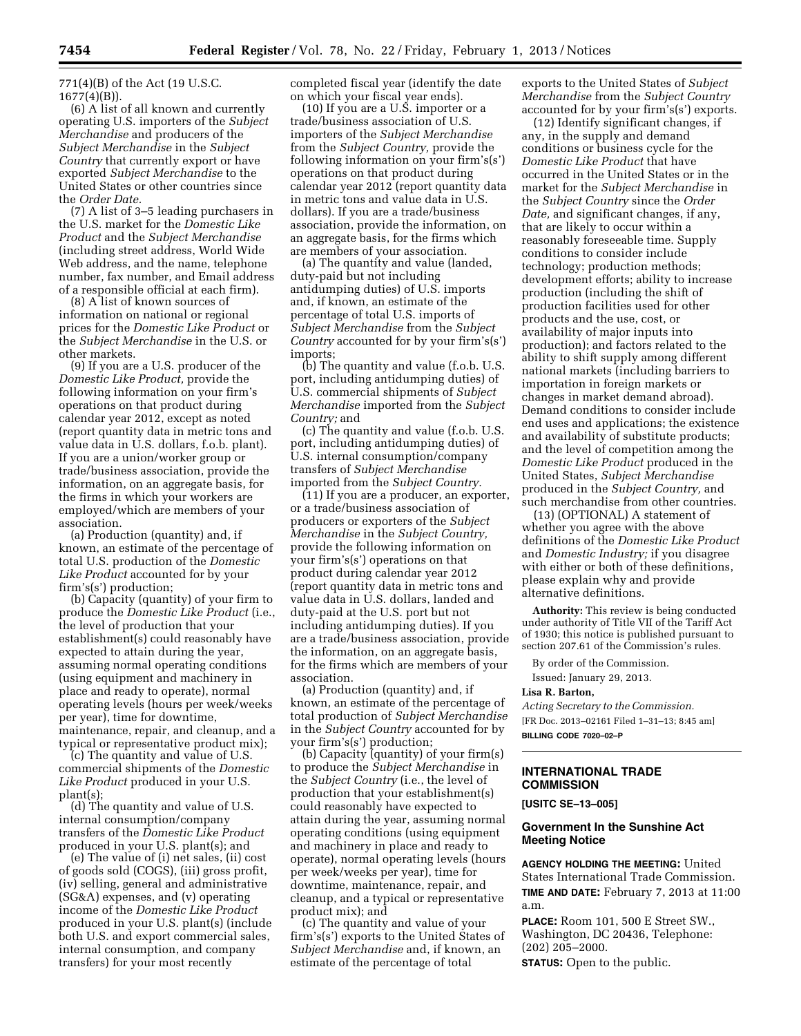771(4)(B) of the Act (19 U.S.C. 1677(4)(B)).

(6) A list of all known and currently operating U.S. importers of the *Subject Merchandise* and producers of the *Subject Merchandise* in the *Subject Country* that currently export or have exported *Subject Merchandise* to the United States or other countries since the *Order Date.*

(7) A list of 3–5 leading purchasers in the U.S. market for the *Domestic Like Product* and the *Subject Merchandise* (including street address, World Wide Web address, and the name, telephone number, fax number, and Email address of a responsible official at each firm).

(8) A list of known sources of information on national or regional prices for the *Domestic Like Product* or the *Subject Merchandise* in the U.S. or other markets.

(9) If you are a U.S. producer of the *Domestic Like Product,* provide the following information on your firm's operations on that product during calendar year 2012, except as noted (report quantity data in metric tons and value data in U.S. dollars, f.o.b. plant). If you are a union/worker group or trade/business association, provide the information, on an aggregate basis, for the firms in which your workers are employed/which are members of your association.

(a) Production (quantity) and, if known, an estimate of the percentage of total U.S. production of the *Domestic Like Product* accounted for by your firm's(s') production;

(b) Capacity (quantity) of your firm to produce the *Domestic Like Product* (i.e., the level of production that your establishment(s) could reasonably have expected to attain during the year, assuming normal operating conditions (using equipment and machinery in place and ready to operate), normal operating levels (hours per week/weeks per year), time for downtime, maintenance, repair, and cleanup, and a typical or representative product mix);

(c) The quantity and value of U.S. commercial shipments of the *Domestic Like Product* produced in your U.S. plant(s);

(d) The quantity and value of U.S. internal consumption/company transfers of the *Domestic Like Product* produced in your U.S. plant(s); and

(e) The value of (i) net sales, (ii) cost of goods sold (COGS), (iii) gross profit, (iv) selling, general and administrative (SG&A) expenses, and (v) operating income of the *Domestic Like Product* produced in your U.S. plant(s) (include both U.S. and export commercial sales, internal consumption, and company transfers) for your most recently completed fiscal year (identify the date on which your fiscal year ends).

(10) If you are a U.S. importer or a trade/business association of U.S. importers of the *Subject Merchandise* from the *Subject Country,* provide the following information on your firm's(s') operations on that product during calendar year 2012 (report quantity data in metric tons and value data in U.S. dollars). If you are a trade/business association, provide the information, on an aggregate basis, for the firms which are members of your association.

(a) The quantity and value (landed, duty-paid but not including antidumping duties) of U.S. imports and, if known, an estimate of the percentage of total U.S. imports of *Subject Merchandise* from the *Subject Country* accounted for by your firm's(s') imports;

(b) The quantity and value (f.o.b. U.S. port, including antidumping duties) of U.S. commercial shipments of *Subject Merchandise* imported from the *Subject Country;* and

(c) The quantity and value (f.o.b. U.S. port, including antidumping duties) of U.S. internal consumption/company transfers of *Subject Merchandise* imported from the *Subject Country.*

(11) If you are a producer, an exporter, or a trade/business association of producers or exporters of the *Subject Merchandise* in the *Subject Country,* provide the following information on your firm's(s') operations on that product during calendar year 2012 (report quantity data in metric tons and value data in U.S. dollars, landed and duty-paid at the U.S. port but not including antidumping duties). If you are a trade/business association, provide the information, on an aggregate basis, for the firms which are members of your association.

(a) Production (quantity) and, if known, an estimate of the percentage of total production of *Subject Merchandise* in the *Subject Country* accounted for by your firm's(s') production;

(b) Capacity (quantity) of your firm(s) to produce the *Subject Merchandise* in the *Subject Country* (i.e., the level of production that your establishment(s) could reasonably have expected to attain during the year, assuming normal operating conditions (using equipment and machinery in place and ready to operate), normal operating levels (hours per week/weeks per year), time for downtime, maintenance, repair, and cleanup, and a typical or representative product mix); and

(c) The quantity and value of your firm's(s') exports to the United States of *Subject Merchandise* and, if known, an estimate of the percentage of total exports to the United States of *Subject Merchandise* from the *Subject Country* accounted for by your firm's(s') exports.

(12) Identify significant changes, if any, in the supply and demand conditions or business cycle for the *Domestic Like Product* that have occurred in the United States or in the market for the *Subject Merchandise* in the *Subject Country* since the *Order Date,* and significant changes, if any, that are likely to occur within a reasonably foreseeable time. Supply conditions to consider include technology; production methods; development efforts; ability to increase production (including the shift of production facilities used for other products and the use, cost, or availability of major inputs into production); and factors related to the ability to shift supply among different national markets (including barriers to importation in foreign markets or changes in market demand abroad). Demand conditions to consider include end uses and applications; the existence and availability of substitute products; and the level of competition among the *Domestic Like Product* produced in the United States, *Subject Merchandise* produced in the *Subject Country,* and such merchandise from other countries.

(13) (OPTIONAL) A statement of whether you agree with the above definitions of the *Domestic Like Product* and *Domestic Industry;* if you disagree with either or both of these definitions, please explain why and provide alternative definitions.

**Authority:** This review is being conducted under authority of Title VII of the Tariff Act of 1930; this notice is published pursuant to section 207.61 of the Commission's rules.

By order of the Commission.

Issued: January 29, 2013.

**Lisa R. Barton,**

*Acting Secretary to the Commission.*

[FR Doc. 2013–02161 Filed 1–31–13; 8:45 am]

**BILLING CODE 7020–02–P**

## INTERNATIONAL TRADE COMMISSION

**[USITC SE–13–005]**

### Government In the Sunshine Act Meeting Notice

**AGENCY HOLDING THE MEETING:** United States International Trade Commission.

**TIME AND DATE:** February 7, 2013 at 11:00 a.m.

**PLACE:** Room 101, 500 E Street SW., Washington, DC 20436, Telephone: (202) 205–2000.

**STATUS:** Open to the public.